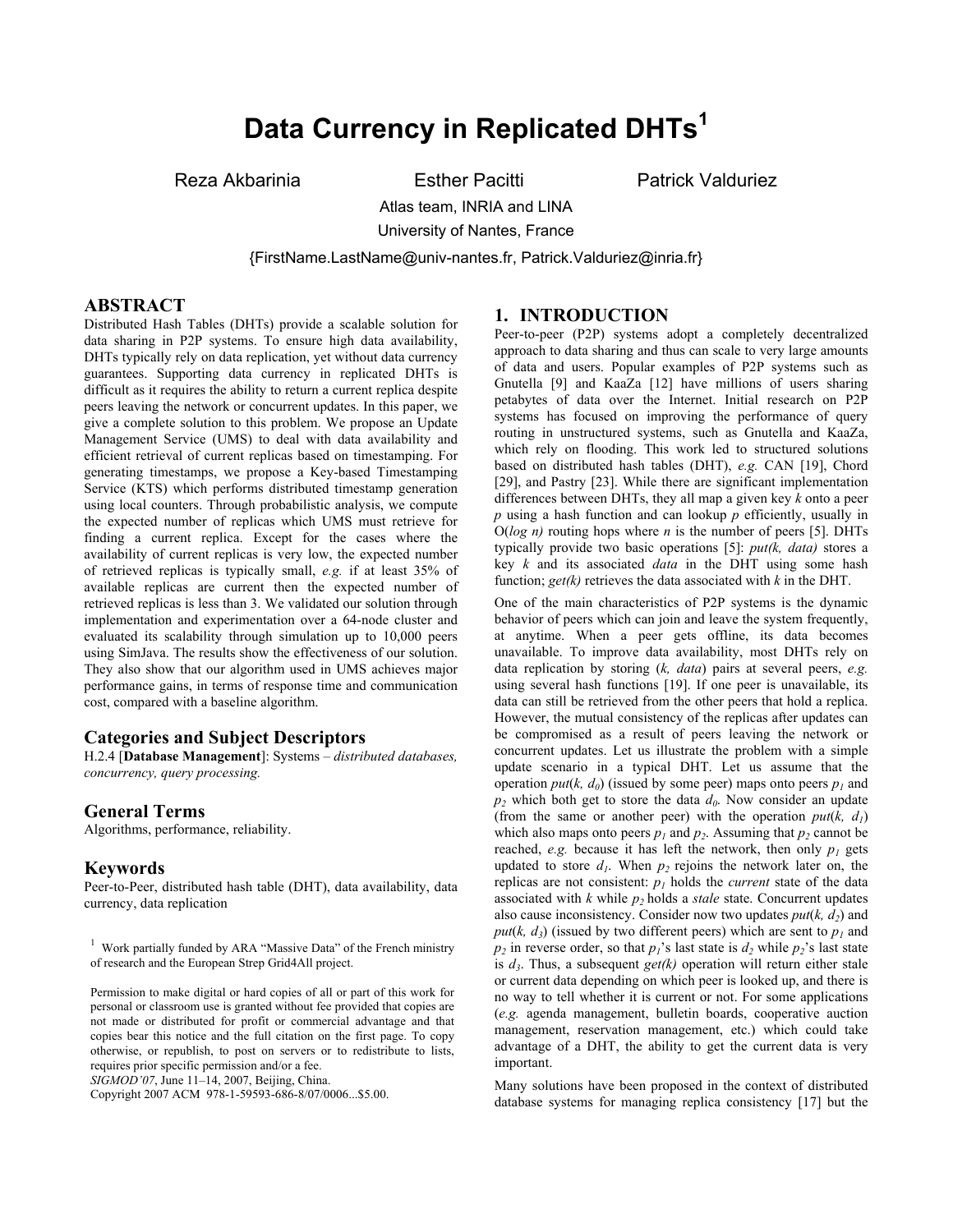# Data Currency in Replicated DHTs[1]

Reza Akbarinia  Esther Pacitti  Patrick Valduriez

Atlas team, INRIA and LINA
University of Nantes, France
{FirstName.LastName@univ-nantes.fr, Patrick.Valduriez@inria.fr}

## ABSTRACT

Distributed Hash Tables (DHTs) provide a scalable solution for data sharing in P2P systems. To ensure high data availability, DHTs typically rely on data replication, yet without data currency guarantees. Supporting data currency in replicated DHTs is difficult as it requires the ability to return a current replica despite peers leaving the network or concurrent updates. In this paper, we give a complete solution to this problem. We propose an Update Management Service (UMS) to deal with data availability and efficient retrieval of current replicas based on timestamping. For generating timestamps, we propose a Key-based Timestamping Service (KTS) which performs distributed timestamp generation using local counters. Through probabilistic analysis, we compute the expected number of replicas which UMS must retrieve for finding a current replica. Except for the cases where the availability of current replicas is very low, the expected number of retrieved replicas is typically small, *e.g.* if at least 35% of available replicas are current then the expected number of retrieved replicas is less than 3. We validated our solution through implementation and experimentation over a 64-node cluster and evaluated its scalability through simulation up to 10,000 peers using SimJava. The results show the effectiveness of our solution. They also show that our algorithm used in UMS achieves major performance gains, in terms of response time and communication cost, compared with a baseline algorithm.

### Categories and Subject Descriptors

H.2.4 [**Database Management**]: Systems – *distributed databases, concurrency, query processing.*

### General Terms

Algorithms, performance, reliability.

### Keywords

Peer-to-Peer, distributed hash table (DHT), data availability, data currency, data replication

[1] Work partially funded by ARA "Massive Data" of the French ministry of research and the European Strep Grid4All project.

Permission to make digital or hard copies of all or part of this work for personal or classroom use is granted without fee provided that copies are not made or distributed for profit or commercial advantage and that copies bear this notice and the full citation on the first page. To copy otherwise, or republish, to post on servers or to redistribute to lists, requires prior specific permission and/or a fee.
*SIGMOD'07*, June 11–14, 2007, Beijing, China.
Copyright 2007 ACM 978-1-59593-686-8/07/0006...$5.00.

## 1. INTRODUCTION

Peer-to-peer (P2P) systems adopt a completely decentralized approach to data sharing and thus can scale to very large amounts of data and users. Popular examples of P2P systems such as Gnutella [9] and KaaZa [12] have millions of users sharing petabytes of data over the Internet. Initial research on P2P systems has focused on improving the performance of query routing in unstructured systems, such as Gnutella and KaaZa, which rely on flooding. This work led to structured solutions based on distributed hash tables (DHT), *e.g.* CAN [19], Chord [29], and Pastry [23]. While there are significant implementation differences between DHTs, they all map a given key $k$ onto a peer $p$ using a hash function and can lookup $p$ efficiently, usually in O($log\ n$) routing hops where $n$ is the number of peers [5]. DHTs typically provide two basic operations [5]: *put(k, data)* stores a key $k$ and its associated *data* in the DHT using some hash function; *get(k)* retrieves the data associated with $k$ in the DHT.

One of the main characteristics of P2P systems is the dynamic behavior of peers which can join and leave the system frequently, at anytime. When a peer gets offline, its data becomes unavailable. To improve data availability, most DHTs rely on data replication by storing ($k$, *data*) pairs at several peers, *e.g.* using several hash functions [19]. If one peer is unavailable, its data can still be retrieved from the other peers that hold a replica. However, the mutual consistency of the replicas after updates can be compromised as a result of peers leaving the network or concurrent updates. Let us illustrate the problem with a simple update scenario in a typical DHT. Let us assume that the operation *put*($k$, $d_0$) (issued by some peer) maps onto peers $p_1$ and $p_2$ which both get to store the data $d_0$. Now consider an update (from the same or another peer) with the operation *put*($k$, $d_1$) which also maps onto peers $p_1$ and $p_2$. Assuming that $p_2$ cannot be reached, *e.g.* because it has left the network, then only $p_1$ gets updated to store $d_1$. When $p_2$ rejoins the network later on, the replicas are not consistent: $p_1$ holds the *current* state of the data associated with $k$ while $p_2$ holds a *stale* state. Concurrent updates also cause inconsistency. Consider now two updates *put*($k$, $d_2$) and *put*($k$, $d_3$) (issued by two different peers) which are sent to $p_1$ and $p_2$ in reverse order, so that $p_1$'s last state is $d_2$ while $p_2$'s last state is $d_3$. Thus, a subsequent *get(k)* operation will return either stale or current data depending on which peer is looked up, and there is no way to tell whether it is current or not. For some applications (*e.g.* agenda management, bulletin boards, cooperative auction management, reservation management, etc.) which could take advantage of a DHT, the ability to get the current data is very important.

Many solutions have been proposed in the context of distributed database systems for managing replica consistency [17] but the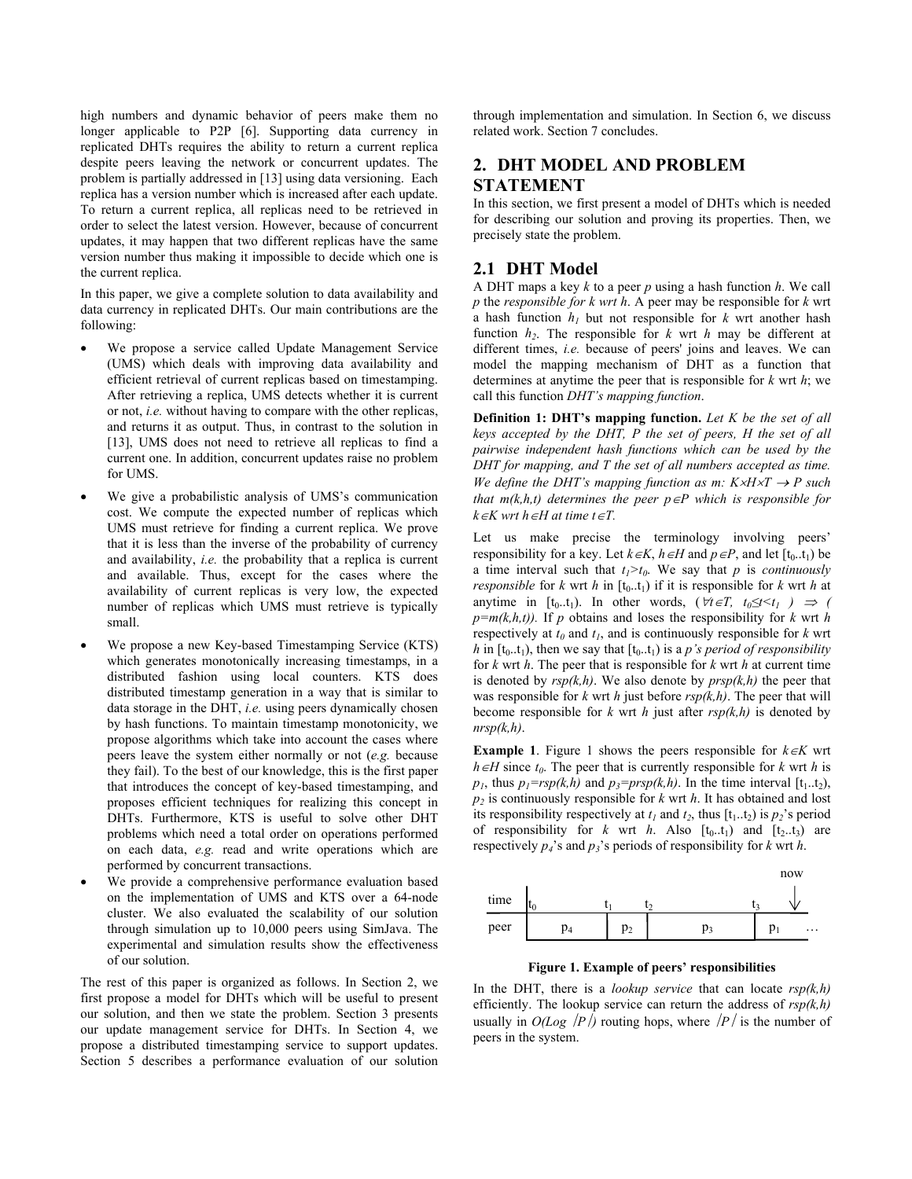high numbers and dynamic behavior of peers make them no longer applicable to P2P [6]. Supporting data currency in replicated DHTs requires the ability to return a current replica despite peers leaving the network or concurrent updates. The problem is partially addressed in [13] using data versioning. Each replica has a version number which is increased after each update. To return a current replica, all replicas need to be retrieved in order to select the latest version. However, because of concurrent updates, it may happen that two different replicas have the same version number thus making it impossible to decide which one is the current replica.

In this paper, we give a complete solution to data availability and data currency in replicated DHTs. Our main contributions are the following:

- We propose a service called Update Management Service (UMS) which deals with improving data availability and efficient retrieval of current replicas based on timestamping. After retrieving a replica, UMS detects whether it is current or not, *i.e.* without having to compare with the other replicas, and returns it as output. Thus, in contrast to the solution in [13], UMS does not need to retrieve all replicas to find a current one. In addition, concurrent updates raise no problem for UMS.
- We give a probabilistic analysis of UMS's communication cost. We compute the expected number of replicas which UMS must retrieve for finding a current replica. We prove that it is less than the inverse of the probability of currency and availability, *i.e.* the probability that a replica is current and available. Thus, except for the cases where the availability of current replicas is very low, the expected number of replicas which UMS must retrieve is typically small.
- We propose a new Key-based Timestamping Service (KTS) which generates monotonically increasing timestamps, in a distributed fashion using local counters. KTS does distributed timestamp generation in a way that is similar to data storage in the DHT, *i.e.* using peers dynamically chosen by hash functions. To maintain timestamp monotonicity, we propose algorithms which take into account the cases where peers leave the system either normally or not (*e.g.* because they fail). To the best of our knowledge, this is the first paper that introduces the concept of key-based timestamping, and proposes efficient techniques for realizing this concept in DHTs. Furthermore, KTS is useful to solve other DHT problems which need a total order on operations performed on each data, *e.g.* read and write operations which are performed by concurrent transactions.
- We provide a comprehensive performance evaluation based on the implementation of UMS and KTS over a 64-node cluster. We also evaluated the scalability of our solution through simulation up to 10,000 peers using SimJava. The experimental and simulation results show the effectiveness of our solution.

The rest of this paper is organized as follows. In Section 2, we first propose a model for DHTs which will be useful to present our solution, and then we state the problem. Section 3 presents our update management service for DHTs. In Section 4, we propose a distributed timestamping service to support updates. Section 5 describes a performance evaluation of our solution through implementation and simulation. In Section 6, we discuss related work. Section 7 concludes.

## 2. DHT MODEL AND PROBLEM STATEMENT

In this section, we first present a model of DHTs which is needed for describing our solution and proving its properties. Then, we precisely state the problem.

### 2.1 DHT Model

A DHT maps a key $k$ to a peer $p$ using a hash function $h$. We call $p$ the *responsible for k wrt h*. A peer may be responsible for $k$ wrt a hash function $h_1$ but not responsible for $k$ wrt another hash function $h_2$. The responsible for $k$ wrt $h$ may be different at different times, *i.e.* because of peers' joins and leaves. We can model the mapping mechanism of DHT as a function that determines at anytime the peer that is responsible for $k$ wrt $h$; we call this function *DHT's mapping function*.

**Definition 1: DHT's mapping function.** *Let K be the set of all keys accepted by the DHT, P the set of peers, H the set of all pairwise independent hash functions which can be used by the DHT for mapping, and T the set of all numbers accepted as time. We define the DHT's mapping function as* $m: K \times H \times T \rightarrow P$ *such that* $m(k,h,t)$ *determines the peer* $p \in P$ *which is responsible for* $k \in K$ *wrt* $h \in H$ *at time* $t \in T$.

Let us make precise the terminology involving peers' responsibility for a key. Let $k \in K$, $h \in H$ and $p \in P$, and let $[t_0..t_1)$ be a time interval such that $t_1 > t_0$. We say that $p$ is *continuously responsible* for $k$ wrt $h$ in $[t_0..t_1)$ if it is responsible for $k$ wrt $h$ at anytime in $[t_0..t_1)$. In other words, $(\forall t \in T,\ t_0 \leq t < t_1\ ) \Rightarrow (\ p = m(k,h,t))$. If $p$ obtains and loses the responsibility for $k$ wrt $h$ respectively at $t_0$ and $t_1$, and is continuously responsible for $k$ wrt $h$ in $[t_0..t_1)$, then we say that $[t_0..t_1)$ is a *p's period of responsibility* for $k$ wrt $h$. The peer that is responsible for $k$ wrt $h$ at current time is denoted by $rsp(k,h)$. We also denote by $prsp(k,h)$ the peer that was responsible for $k$ wrt $h$ just before $rsp(k,h)$. The peer that will become responsible for $k$ wrt $h$ just after $rsp(k,h)$ is denoted by $nrsp(k,h)$.

**Example 1**. Figure 1 shows the peers responsible for $k \in K$ wrt $h \in H$ since $t_0$. The peer that is currently responsible for $k$ wrt $h$ is $p_1$, thus $p_1 = rsp(k,h)$ and $p_3 = prsp(k,h)$. In the time interval $[t_1..t_2)$, $p_2$ is continuously responsible for $k$ wrt $h$. It has obtained and lost its responsibility respectively at $t_1$ and $t_2$, thus $[t_1..t_2)$ is $p_2$'s period of responsibility for $k$ wrt $h$. Also $[t_0..t_1)$ and $[t_2..t_3)$ are respectively $p_4$'s and $p_3$'s periods of responsibility for $k$ wrt $h$.

| time | $t_0$ | $t_1$ | $t_2$ | $t_3$ | now |
|---|---|---|---|---|---|
| peer | $p_4$ | $p_2$ | $p_3$ | $p_1$ | … |

**Figure 1. Example of peers' responsibilities**

In the DHT, there is a *lookup service* that can locate $rsp(k,h)$ efficiently. The lookup service can return the address of $rsp(k,h)$ usually in $O(Log\ |P|)$ routing hops, where $|P|$ is the number of peers in the system.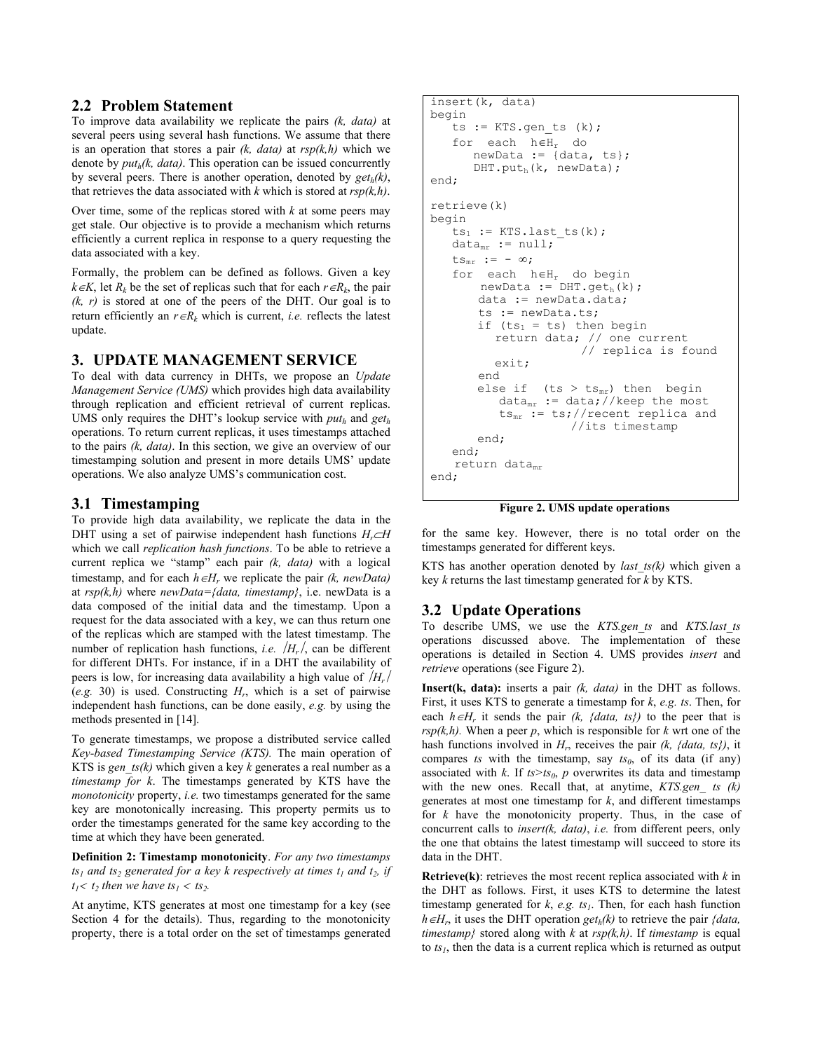## 2.2 Problem Statement

To improve data availability we replicate the pairs *(k, data)* at several peers using several hash functions. We assume that there is an operation that stores a pair *(k, data)* at *rsp(k,h)* which we denote by $put_h(k, data)$. This operation can be issued concurrently by several peers. There is another operation, denoted by $get_h(k)$, that retrieves the data associated with *k* which is stored at *rsp(k,h)*.

Over time, some of the replicas stored with *k* at some peers may get stale. Our objective is to provide a mechanism which returns efficiently a current replica in response to a query requesting the data associated with a key.

Formally, the problem can be defined as follows. Given a key $k \in K$, let $R_k$ be the set of replicas such that for each $r \in R_k$, the pair *(k, r)* is stored at one of the peers of the DHT. Our goal is to return efficiently an $r \in R_k$ which is current, *i.e.* reflects the latest update.

# 3. UPDATE MANAGEMENT SERVICE

To deal with data currency in DHTs, we propose an *Update Management Service (UMS)* which provides high data availability through replication and efficient retrieval of current replicas. UMS only requires the DHT's lookup service with $put_h$ and $get_h$ operations. To return current replicas, it uses timestamps attached to the pairs *(k, data)*. In this section, we give an overview of our timestamping solution and present in more details UMS' update operations. We also analyze UMS's communication cost.

## 3.1 Timestamping

To provide high data availability, we replicate the data in the DHT using a set of pairwise independent hash functions $H_r \subset H$ which we call *replication hash functions*. To be able to retrieve a current replica we "stamp" each pair *(k, data)* with a logical timestamp, and for each $h \in H_r$ we replicate the pair *(k, newData)* at *rsp(k,h)* where *newData={data, timestamp}*, i.e. newData is a data composed of the initial data and the timestamp. Upon a request for the data associated with a key, we can thus return one of the replicas which are stamped with the latest timestamp. The number of replication hash functions, *i.e.* $|H_r|$, can be different for different DHTs. For instance, if in a DHT the availability of peers is low, for increasing data availability a high value of $|H_r|$ (*e.g.* 30) is used. Constructing $H_r$, which is a set of pairwise independent hash functions, can be done easily, *e.g.* by using the methods presented in [14].

To generate timestamps, we propose a distributed service called *Key-based Timestamping Service (KTS).* The main operation of KTS is *gen_ts(k)* which given a key *k* generates a real number as a *timestamp for k*. The timestamps generated by KTS have the *monotonicity* property, *i.e.* two timestamps generated for the same key are monotonically increasing. This property permits us to order the timestamps generated for the same key according to the time at which they have been generated.

**Definition 2: Timestamp monotonicity**. *For any two timestamps* $ts_1$ *and* $ts_2$ *generated for a key k respectively at times* $t_1$ *and* $t_2$*, if* $t_1 < t_2$ *then we have* $ts_1 < ts_2$.

At anytime, KTS generates at most one timestamp for a key (see Section 4 for the details). Thus, regarding to the monotonicity property, there is a total order on the set of timestamps generated for the same key. However, there is no total order on the timestamps generated for different keys.

KTS has another operation denoted by *last_ts(k)* which given a key *k* returns the last timestamp generated for *k* by KTS.

```
insert(k, data)
begin
   ts := KTS.gen_ts (k);
   for  each  h∈Hr  do
      newData := {data, ts};
      DHT.put_h(k, newData);
end;

retrieve(k)
begin
   ts1 := KTS.last_ts(k);
   data_mr := null;
   ts_mr := - ∞;
   for  each  h∈Hr  do begin
       newData := DHT.get_h(k);
       data := newData.data;
       ts := newData.ts;
       if (ts1 = ts) then begin
          return data; // one current
                       // replica is found
          exit;
       end
       else if  (ts > ts_mr) then  begin
           data_mr := data;//keep the most
           ts_mr := ts;//recent replica and
                       //its timestamp
       end;
   end;
    return data_mr
end;
```

**Figure 2. UMS update operations**

## 3.2 Update Operations

To describe UMS, we use the *KTS.gen_ts* and *KTS.last_ts* operations discussed above. The implementation of these operations is detailed in Section 4. UMS provides *insert* and *retrieve* operations (see Figure 2).

**Insert(k, data):** inserts a pair *(k, data)* in the DHT as follows. First, it uses KTS to generate a timestamp for *k*, *e.g. ts*. Then, for each $h \in H_r$ it sends the pair *(k, {data, ts})* to the peer that is *rsp(k,h).* When a peer *p*, which is responsible for *k* wrt one of the hash functions involved in $H_r$, receives the pair *(k, {data, ts})*, it compares *ts* with the timestamp, say $ts_0$, of its data (if any) associated with *k*. If $ts > ts_0$, *p* overwrites its data and timestamp with the new ones. Recall that, at anytime, *KTS.gen_ ts (k)* generates at most one timestamp for *k*, and different timestamps for *k* have the monotonicity property. Thus, in the case of concurrent calls to *insert(k, data)*, *i.e.* from different peers, only the one that obtains the latest timestamp will succeed to store its data in the DHT.

**Retrieve(k)**: retrieves the most recent replica associated with *k* in the DHT as follows. First, it uses KTS to determine the latest timestamp generated for *k*, *e.g.* $ts_1$. Then, for each hash function $h \in H_r$, it uses the DHT operation $get_h(k)$ to retrieve the pair *{data, timestamp}* stored along with *k* at *rsp(k,h)*. If *timestamp* is equal to $ts_1$, then the data is a current replica which is returned as output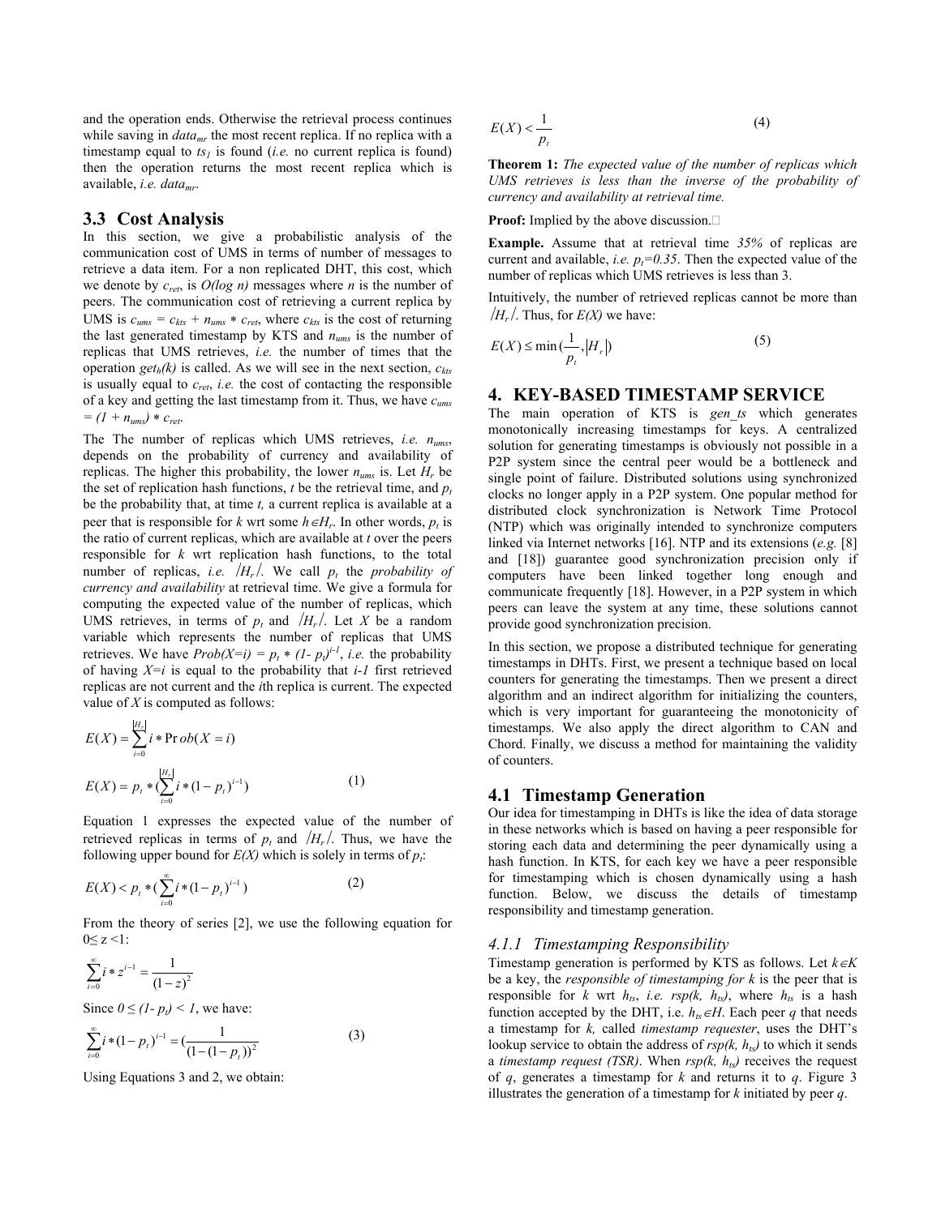and the operation ends. Otherwise the retrieval process continues while saving in $data_{mr}$ the most recent replica. If no replica with a timestamp equal to $ts_1$ is found (*i.e.* no current replica is found) then the operation returns the most recent replica which is available, *i.e.* $data_{mr}$.

## 3.3 Cost Analysis

In this section, we give a probabilistic analysis of the communication cost of UMS in terms of number of messages to retrieve a data item. For a non replicated DHT, this cost, which we denote by $c_{ret}$, is *O(log n)* messages where *n* is the number of peers. The communication cost of retrieving a current replica by UMS is $c_{ums} = c_{kts} + n_{ums} * c_{ret}$, where $c_{kts}$ is the cost of returning the last generated timestamp by KTS and $n_{ums}$ is the number of replicas that UMS retrieves, *i.e.* the number of times that the operation $get_h(k)$ is called. As we will see in the next section, $c_{kts}$ is usually equal to $c_{ret}$, *i.e.* the cost of contacting the responsible of a key and getting the last timestamp from it. Thus, we have $c_{ums} = (1 + n_{ums}) * c_{ret}$.

The number of replicas which UMS retrieves, *i.e.* $n_{ums}$, depends on the probability of currency and availability of replicas. The higher this probability, the lower $n_{ums}$ is. Let $H_r$ be the set of replication hash functions, *t* be the retrieval time, and $p_t$ be the probability that, at time *t,* a current replica is available at a peer that is responsible for *k* wrt some $h \in H_r$. In other words, $p_t$ is the ratio of current replicas, which are available at *t* over the peers responsible for *k* wrt replication hash functions, to the total number of replicas, *i.e.* $|H_r|$. We call $p_t$ the *probability of currency and availability* at retrieval time. We give a formula for computing the expected value of the number of replicas, which UMS retrieves, in terms of $p_t$ and $|H_r|$. Let *X* be a random variable which represents the number of replicas that UMS retrieves. We have $Prob(X=i) = p_t * (1- p_t)^{i-1}$, *i.e.* the probability of having *X=i* is equal to the probability that *i-1* first retrieved replicas are not current and the *i*th replica is current. The expected value of *X* is computed as follows:

$$E(X) = \sum_{i=0}^{|H_r|} i * Prob(X = i)$$

$$E(X) = p_t * (\sum_{i=0}^{|H_r|} i * (1 - p_t)^{i-1}) \qquad (1)$$

Equation 1 expresses the expected value of the number of retrieved replicas in terms of $p_t$ and $|H_r|$. Thus, we have the following upper bound for *E(X)* which is solely in terms of $p_t$:

$$E(X) < p_t * (\sum_{i=0}^{\infty} i * (1 - p_t)^{i-1}) \qquad (2)$$

From the theory of series [2], we use the following equation for $0 \leq z < 1$:

$$\sum_{i=0}^{\infty} i * z^{i-1} = \frac{1}{(1-z)^2}$$

Since $0 \leq (1- p_t) < 1$, we have:

$$\sum_{i=0}^{\infty} i * (1 - p_t)^{i-1} = (\frac{1}{(1-(1-p_t))^2} \qquad (3)$$

Using Equations 3 and 2, we obtain:

$$E(X) < \frac{1}{p_t} \qquad (4)$$

**Theorem 1:** *The expected value of the number of replicas which UMS retrieves is less than the inverse of the probability of currency and availability at retrieval time.*

**Proof:** Implied by the above discussion.□

**Example.** Assume that at retrieval time *35%* of replicas are current and available, *i.e.* $p_t=0.35$. Then the expected value of the number of replicas which UMS retrieves is less than 3.

Intuitively, the number of retrieved replicas cannot be more than $|H_r|$. Thus, for *E(X)* we have:

$$E(X) \leq \min(\frac{1}{p_t}, |H_r|) \qquad (5)$$

# 4. KEY-BASED TIMESTAMP SERVICE

The main operation of KTS is *gen_ts* which generates monotonically increasing timestamps for keys. A centralized solution for generating timestamps is obviously not possible in a P2P system since the central peer would be a bottleneck and single point of failure. Distributed solutions using synchronized clocks no longer apply in a P2P system. One popular method for distributed clock synchronization is Network Time Protocol (NTP) which was originally intended to synchronize computers linked via Internet networks [16]. NTP and its extensions (*e.g.* [8] and [18]) guarantee good synchronization precision only if computers have been linked together long enough and communicate frequently [18]. However, in a P2P system in which peers can leave the system at any time, these solutions cannot provide good synchronization precision.

In this section, we propose a distributed technique for generating timestamps in DHTs. First, we present a technique based on local counters for generating the timestamps. Then we present a direct algorithm and an indirect algorithm for initializing the counters, which is very important for guaranteeing the monotonicity of timestamps. We also apply the direct algorithm to CAN and Chord. Finally, we discuss a method for maintaining the validity of counters.

## 4.1 Timestamp Generation

Our idea for timestamping in DHTs is like the idea of data storage in these networks which is based on having a peer responsible for storing each data and determining the peer dynamically using a hash function. In KTS, for each key we have a peer responsible for timestamping which is chosen dynamically using a hash function. Below, we discuss the details of timestamp responsibility and timestamp generation.

### *4.1.1 Timestamping Responsibility*

Timestamp generation is performed by KTS as follows. Let $k \in K$ be a key, the *responsible of timestamping for k* is the peer that is responsible for *k* wrt $h_{ts}$, *i.e.* $rsp(k, h_{ts})$, where $h_{ts}$ is a hash function accepted by the DHT, i.e. $h_{ts} \in H$. Each peer *q* that needs a timestamp for *k,* called *timestamp requester*, uses the DHT's lookup service to obtain the address of $rsp(k, h_{ts})$ to which it sends a *timestamp request (TSR)*. When $rsp(k, h_{ts})$ receives the request of *q*, generates a timestamp for *k* and returns it to *q*. Figure 3 illustrates the generation of a timestamp for *k* initiated by peer *q*.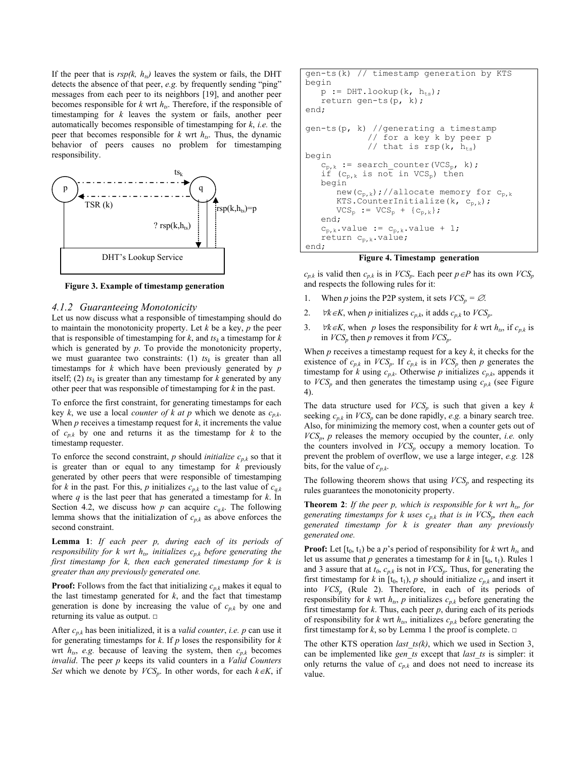If the peer that is $rsp(k, h_{ts})$ leaves the system or fails, the DHT detects the absence of that peer, *e.g.* by frequently sending "ping" messages from each peer to its neighbors [19], and another peer becomes responsible for $k$ wrt $h_{ts}$. Therefore, if the responsible of timestamping for $k$ leaves the system or fails, another peer automatically becomes responsible of timestamping for $k$, *i.e.* the peer that becomes responsible for $k$ wrt $h_{ts}$. Thus, the dynamic behavior of peers causes no problem for timestamping responsibility.

**Figure 3. Example of timestamp generation**

### 4.1.2 Guaranteeing Monotonicity

Let us now discuss what a responsible of timestamping should do to maintain the monotonicity property. Let $k$ be a key, $p$ the peer that is responsible of timestamping for $k$, and $ts_k$ a timestamp for $k$ which is generated by $p$. To provide the monotonicity property, we must guarantee two constraints: (1) $ts_k$ is greater than all timestamps for $k$ which have been previously generated by $p$ itself; (2) $ts_k$ is greater than any timestamp for $k$ generated by any other peer that was responsible of timestamping for $k$ in the past.

To enforce the first constraint, for generating timestamps for each key $k$, we use a local *counter of k at p* which we denote as $c_{p,k}$. When $p$ receives a timestamp request for $k$, it increments the value of $c_{p,k}$ by one and returns it as the timestamp for $k$ to the timestamp requester.

To enforce the second constraint, $p$ should *initialize* $c_{p,k}$ so that it is greater than or equal to any timestamp for $k$ previously generated by other peers that were responsible of timestamping for $k$ in the past. For this, $p$ initializes $c_{p,k}$ to the last value of $c_{q,k}$ where $q$ is the last peer that has generated a timestamp for $k$. In Section 4.2, we discuss how $p$ can acquire $c_{q,k}$. The following lemma shows that the initialization of $c_{p,k}$ as above enforces the second constraint.

**Lemma 1**: *If each peer p, during each of its periods of responsibility for k wrt $h_{ts}$, initializes $c_{p,k}$ before generating the first timestamp for k, then each generated timestamp for k is greater than any previously generated one.*

**Proof:** Follows from the fact that initializing $c_{p,k}$ makes it equal to the last timestamp generated for $k$, and the fact that timestamp generation is done by increasing the value of $c_{p,k}$ by one and returning its value as output. □

After $c_{p,k}$ has been initialized, it is a *valid counter*, *i.e.* $p$ can use it for generating timestamps for $k$. If $p$ loses the responsibility for $k$ wrt $h_{ts}$, *e.g.* because of leaving the system, then $c_{p,k}$ becomes *invalid*. The peer $p$ keeps its valid counters in a *Valid Counters Set* which we denote by $VCS_p$. In other words, for each $k \in K$, if

```
gen-ts(k) // timestamp generation by KTS
begin
   p := DHT.lookup(k, h_ts);
   return gen-ts(p, k);
end;

gen-ts(p, k) //generating a timestamp
           // for a key k by peer p
           // that is rsp(k, h_ts)
begin
   c_p,k := search_counter(VCS_p, k);
   if (c_p,k is not in VCS_p) then
   begin
      new(c_p,k);//allocate memory for c_p,k
      KTS.CounterInitialize(k, c_p,k);
      VCS_p := VCS_p + {c_p,k};
   end;
   c_p,k.value := c_p,k.value + 1;
   return c_p,k.value;
end;
```

**Figure 4. Timestamp generation**

$c_{p,k}$ is valid then $c_{p,k}$ is in $VCS_p$. Each peer $p \in P$ has its own $VCS_p$ and respects the following rules for it:

1. When $p$ joins the P2P system, it sets $VCS_p = \varnothing$.
2. $\forall k \in K$, when $p$ initializes $c_{p,k}$, it adds $c_{p,k}$ to $VCS_p$.
3. $\forall k \in K$, when $p$ loses the responsibility for $k$ wrt $h_{ts}$, if $c_{p,k}$ is in $VCS_p$ then $p$ removes it from $VCS_p$.

When $p$ receives a timestamp request for a key $k$, it checks for the existence of $c_{p,k}$ in $VCS_p$. If $c_{p,k}$ is in $VCS_p$ then $p$ generates the timestamp for $k$ using $c_{p,k}$. Otherwise $p$ initializes $c_{p,k}$, appends it to $VCS_p$ and then generates the timestamp using $c_{p,k}$ (see Figure 4).

The data structure used for $VCS_p$ is such that given a key $k$ seeking $c_{p,k}$ in $VCS_p$ can be done rapidly, *e.g.* a binary search tree. Also, for minimizing the memory cost, when a counter gets out of $VCS_p$, $p$ releases the memory occupied by the counter, *i.e.* only the counters involved in $VCS_p$ occupy a memory location. To prevent the problem of overflow, we use a large integer, *e.g.* 128 bits, for the value of $c_{p,k}$.

The following theorem shows that using $VCS_p$ and respecting its rules guarantees the monotonicity property.

**Theorem 2**: *If the peer p, which is responsible for k wrt $h_{ts}$, for generating timestamps for k uses $c_{p,k}$ that is in $VCS_p$, then each generated timestamp for k is greater than any previously generated one.*

**Proof:** Let $[t_0, t_1)$ be a $p$'s period of responsibility for $k$ wrt $h_{ts}$ and let us assume that $p$ generates a timestamp for $k$ in $[t_0, t_1)$. Rules 1 and 3 assure that at $t_0$, $c_{p,k}$ is not in $VCS_p$. Thus, for generating the first timestamp for $k$ in $[t_0, t_1)$, $p$ should initialize $c_{p,k}$ and insert it into $VCS_p$ (Rule 2). Therefore, in each of its periods of responsibility for $k$ wrt $h_{ts}$, $p$ initializes $c_{p,k}$ before generating the first timestamp for $k$. Thus, each peer $p$, during each of its periods of responsibility for $k$ wrt $h_{ts}$, initializes $c_{p,k}$ before generating the first timestamp for $k$, so by Lemma 1 the proof is complete. □

The other KTS operation *last_ts(k)*, which we used in Section 3, can be implemented like *gen_ts* except that *last_ts* is simpler: it only returns the value of $c_{p,k}$ and does not need to increase its value.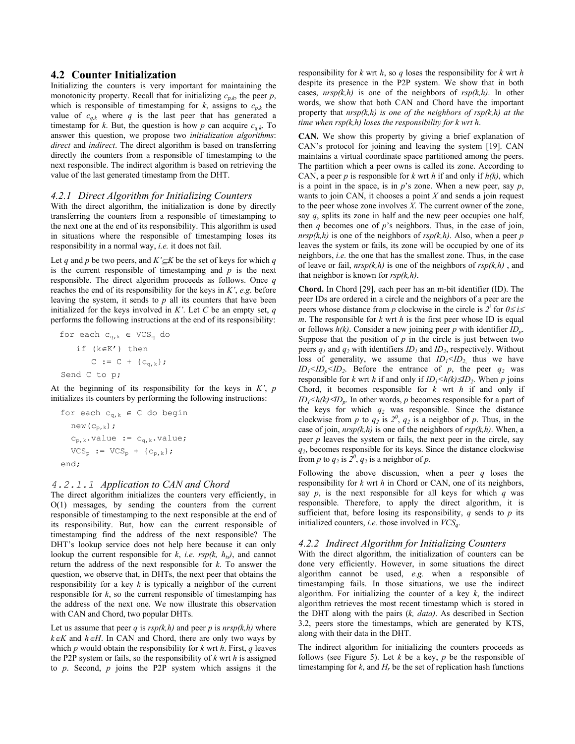## 4.2 Counter Initialization

Initializing the counters is very important for maintaining the monotonicity property. Recall that for initializing $c_{p,k}$, the peer $p$, which is responsible of timestamping for $k$, assigns to $c_{p,k}$ the value of $c_{q,k}$ where $q$ is the last peer that has generated a timestamp for $k$. But, the question is how $p$ can acquire $c_{q,k}$. To answer this question, we propose two *initialization algorithms*: *direct* and *indirect*. The direct algorithm is based on transferring directly the counters from a responsible of timestamping to the next responsible. The indirect algorithm is based on retrieving the value of the last generated timestamp from the DHT.

### 4.2.1 Direct Algorithm for Initializing Counters

With the direct algorithm, the initialization is done by directly transferring the counters from a responsible of timestamping to the next one at the end of its responsibility. This algorithm is used in situations where the responsible of timestamping loses its responsibility in a normal way, *i.e.* it does not fail.

Let $q$ and $p$ be two peers, and $K' \subseteq K$ be the set of keys for which $q$ is the current responsible of timestamping and $p$ is the next responsible. The direct algorithm proceeds as follows. Once $q$ reaches the end of its responsibility for the keys in $K'$, *e.g.* before leaving the system, it sends to $p$ all its counters that have been initialized for the keys involved in $K'$. Let $C$ be an empty set, $q$ performs the following instructions at the end of its responsibility:

```
for each c_{q,k} ∈ VCS_q do
    if (k∈K') then
        C := C + {c_{q,k}};
Send C to p;
```

At the beginning of its responsibility for the keys in $K'$, $p$ initializes its counters by performing the following instructions:

```
for each c_{q,k} ∈ C do begin
  new(c_{p,k});
  c_{p,k}.value := c_{q,k}.value;
  VCS_p := VCS_p + {c_{p,k}};
end;
```

#### 4.2.1.1 Application to CAN and Chord

The direct algorithm initializes the counters very efficiently, in O(1) messages, by sending the counters from the current responsible of timestamping to the next responsible at the end of its responsibility. But, how can the current responsible of timestamping find the address of the next responsible? The DHT's lookup service does not help here because it can only lookup the current responsible for $k$, *i.e.* $rsp(k, h_{ts})$, and cannot return the address of the next responsible for $k$. To answer the question, we observe that, in DHTs, the next peer that obtains the responsibility for a key $k$ is typically a neighbor of the current responsible for $k$, so the current responsible of timestamping has the address of the next one. We now illustrate this observation with CAN and Chord, two popular DHTs.

Let us assume that peer $q$ is $rsp(k,h)$ and peer $p$ is $nrsp(k,h)$ where $k \in K$ and $h \in H$. In CAN and Chord, there are only two ways by which $p$ would obtain the responsibility for $k$ wrt $h$. First, $q$ leaves the P2P system or fails, so the responsibility of $k$ wrt $h$ is assigned to $p$. Second, $p$ joins the P2P system which assigns it the responsibility for $k$ wrt $h$, so $q$ loses the responsibility for $k$ wrt $h$ despite its presence in the P2P system. We show that in both cases, $nrsp(k,h)$ is one of the neighbors of $rsp(k,h)$. In other words, we show that both CAN and Chord have the important property that *$nrsp(k,h)$ is one of the neighbors of $rsp(k,h)$ at the time when $rsp(k,h)$ loses the responsibility for $k$ wrt $h$*.

**CAN.** We show this property by giving a brief explanation of CAN's protocol for joining and leaving the system [19]. CAN maintains a virtual coordinate space partitioned among the peers. The partition which a peer owns is called its zone. According to CAN, a peer $p$ is responsible for $k$ wrt $h$ if and only if $h(k)$, which is a point in the space, is in $p$'s zone. When a new peer, say $p$, wants to join CAN, it chooses a point $X$ and sends a join request to the peer whose zone involves $X$. The current owner of the zone, say $q$, splits its zone in half and the new peer occupies one half, then $q$ becomes one of $p$'s neighbors. Thus, in the case of join, $nrsp(k,h)$ is one of the neighbors of $rsp(k,h)$. Also, when a peer $p$ leaves the system or fails, its zone will be occupied by one of its neighbors, *i.e.* the one that has the smallest zone. Thus, in the case of leave or fail, $nrsp(k,h)$ is one of the neighbors of $rsp(k,h)$, and that neighbor is known for $rsp(k,h)$.

**Chord.** In Chord [29], each peer has an m-bit identifier (ID). The peer IDs are ordered in a circle and the neighbors of a peer are the peers whose distance from $p$ clockwise in the circle is $2^i$ for $0 \le i \le m$. The responsible for $k$ wrt $h$ is the first peer whose ID is equal or follows $h(k)$. Consider a new joining peer $p$ with identifier $ID_p$. Suppose that the position of $p$ in the circle is just between two peers $q_1$ and $q_2$ with identifiers $ID_1$ and $ID_2$, respectively. Without loss of generality, we assume that $ID_1 < ID_2$, thus we have $ID_1 < ID_p < ID_2$. Before the entrance of $p$, the peer $q_2$ was responsible for $k$ wrt $h$ if and only if $ID_1 < h(k) \le ID_2$. When $p$ joins Chord, it becomes responsible for $k$ wrt $h$ if and only if $ID_1 < h(k) \le ID_p$. In other words, $p$ becomes responsible for a part of the keys for which $q_2$ was responsible. Since the distance clockwise from $p$ to $q_2$ is $2^0$, $q_2$ is a neighbor of $p$. Thus, in the case of join, $nrsp(k,h)$ is one of the neighbors of $rsp(k,h)$. When a peer $p$ leaves the system or fails, the next peer in the circle, say $q_2$, becomes responsible for its keys. Since the distance clockwise from $p$ to $q_2$ is $2^0$, $q_2$ is a neighbor of $p$.

Following the above discussion, when a peer $q$ loses the responsibility for $k$ wrt $h$ in Chord or CAN, one of its neighbors, say $p$, is the next responsible for all keys for which $q$ was responsible. Therefore, to apply the direct algorithm, it is sufficient that, before losing its responsibility, $q$ sends to $p$ its initialized counters, *i.e.* those involved in $VCS_q$.

### 4.2.2 Indirect Algorithm for Initializing Counters

With the direct algorithm, the initialization of counters can be done very efficiently. However, in some situations the direct algorithm cannot be used, *e.g.* when a responsible of timestamping fails. In those situations, we use the indirect algorithm. For initializing the counter of a key $k$, the indirect algorithm retrieves the most recent timestamp which is stored in the DHT along with the pairs (*k, data*). As described in Section 3.2, peers store the timestamps, which are generated by KTS, along with their data in the DHT.

The indirect algorithm for initializing the counters proceeds as follows (see Figure 5). Let $k$ be a key, $p$ be the responsible of timestamping for $k$, and $H_r$ be the set of replication hash functions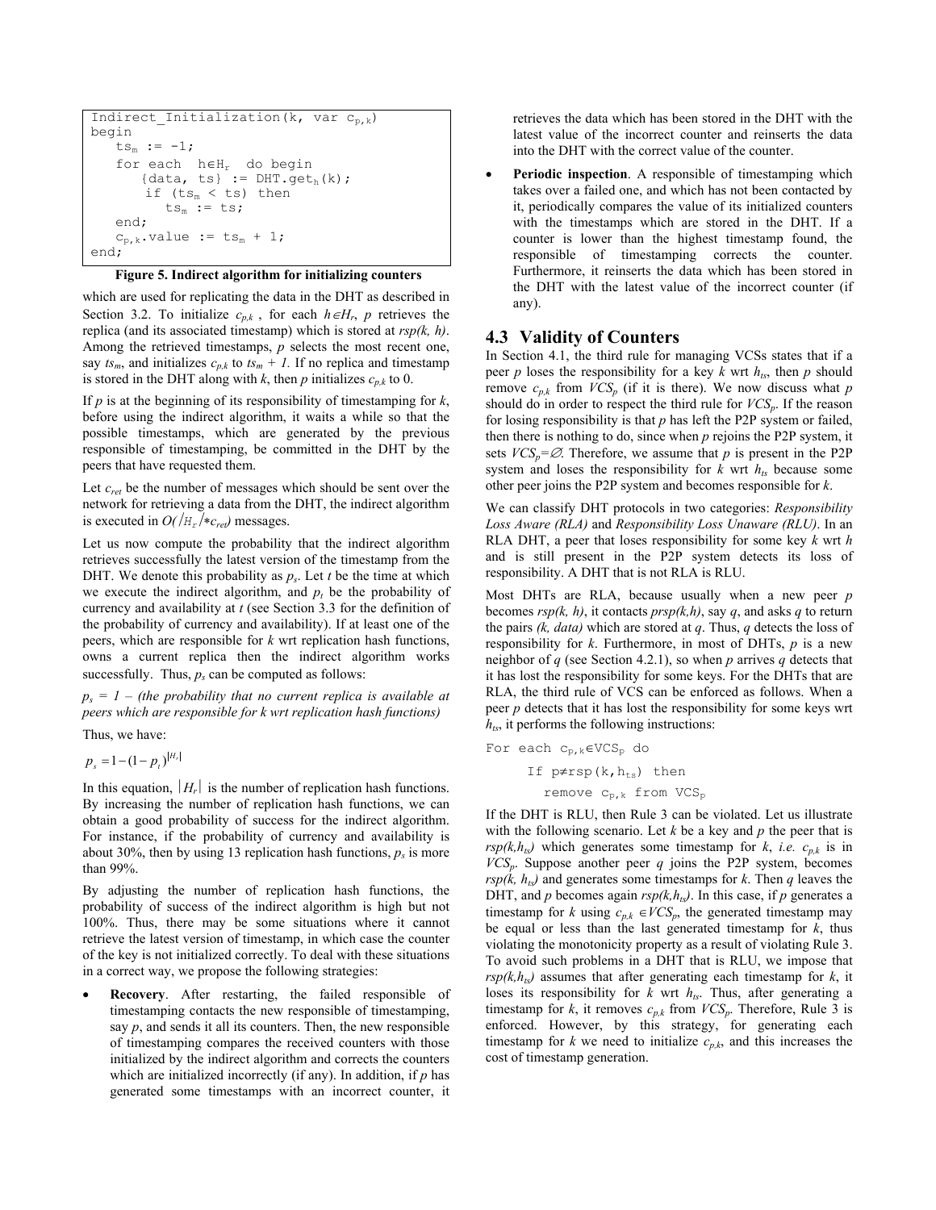```
Indirect_Initialization(k, var c_{p,k})
begin
   ts_m := -1;
   for each  h∈H_r  do begin
      {data, ts} := DHT.get_h(k);
      if (ts_m < ts) then
         ts_m := ts;
   end;
   c_{p,k}.value := ts_m + 1;
end;
```

**Figure 5. Indirect algorithm for initializing counters**

which are used for replicating the data in the DHT as described in Section 3.2. To initialize $c_{p,k}$ , for each $h \in H_r$, $p$ retrieves the replica (and its associated timestamp) which is stored at $rsp(k, h)$. Among the retrieved timestamps, $p$ selects the most recent one, say $ts_m$, and initializes $c_{p,k}$ to $ts_m + 1$. If no replica and timestamp is stored in the DHT along with $k$, then $p$ initializes $c_{p,k}$ to 0.

If $p$ is at the beginning of its responsibility of timestamping for $k$, before using the indirect algorithm, it waits a while so that the possible timestamps, which are generated by the previous responsible of timestamping, be committed in the DHT by the peers that have requested them.

Let $c_{ret}$ be the number of messages which should be sent over the network for retrieving a data from the DHT, the indirect algorithm is executed in $O(|H_r| * c_{ret})$ messages.

Let us now compute the probability that the indirect algorithm retrieves successfully the latest version of the timestamp from the DHT. We denote this probability as $p_s$. Let $t$ be the time at which we execute the indirect algorithm, and $p_t$ be the probability of currency and availability at $t$ (see Section 3.3 for the definition of the probability of currency and availability). If at least one of the peers, which are responsible for $k$ wrt replication hash functions, owns a current replica then the indirect algorithm works successfully. Thus, $p_s$ can be computed as follows:

*$p_s$ = 1 – (the probability that no current replica is available at peers which are responsible for k wrt replication hash functions)*

Thus, we have:

$$p_s = 1 - (1 - p_t)^{|H_r|}$$

In this equation, $|H_r|$ is the number of replication hash functions. By increasing the number of replication hash functions, we can obtain a good probability of success for the indirect algorithm. For instance, if the probability of currency and availability is about 30%, then by using 13 replication hash functions, $p_s$ is more than 99%.

By adjusting the number of replication hash functions, the probability of success of the indirect algorithm is high but not 100%. Thus, there may be some situations where it cannot retrieve the latest version of timestamp, in which case the counter of the key is not initialized correctly. To deal with these situations in a correct way, we propose the following strategies:

- **Recovery**. After restarting, the failed responsible of timestamping contacts the new responsible of timestamping, say $p$, and sends it all its counters. Then, the new responsible of timestamping compares the received counters with those initialized by the indirect algorithm and corrects the counters which are initialized incorrectly (if any). In addition, if $p$ has generated some timestamps with an incorrect counter, it retrieves the data which has been stored in the DHT with the latest value of the incorrect counter and reinserts the data into the DHT with the correct value of the counter.
- **Periodic inspection**. A responsible of timestamping which takes over a failed one, and which has not been contacted by it, periodically compares the value of its initialized counters with the timestamps which are stored in the DHT. If a counter is lower than the highest timestamp found, the responsible of timestamping corrects the counter. Furthermore, it reinserts the data which has been stored in the DHT with the latest value of the incorrect counter (if any).

## 4.3 Validity of Counters

In Section 4.1, the third rule for managing VCSs states that if a peer $p$ loses the responsibility for a key $k$ wrt $h_{ts}$, then $p$ should remove $c_{p,k}$ from $VCS_p$ (if it is there). We now discuss what $p$ should do in order to respect the third rule for $VCS_p$. If the reason for losing responsibility is that $p$ has left the P2P system or failed, then there is nothing to do, since when $p$ rejoins the P2P system, it sets $VCS_p = \emptyset$. Therefore, we assume that $p$ is present in the P2P system and loses the responsibility for $k$ wrt $h_{ts}$ because some other peer joins the P2P system and becomes responsible for $k$.

We can classify DHT protocols in two categories: *Responsibility Loss Aware (RLA)* and *Responsibility Loss Unaware (RLU)*. In an RLA DHT, a peer that loses responsibility for some key $k$ wrt $h$ and is still present in the P2P system detects its loss of responsibility. A DHT that is not RLA is RLU.

Most DHTs are RLA, because usually when a new peer $p$ becomes $rsp(k, h)$, it contacts $prsp(k,h)$, say $q$, and asks $q$ to return the pairs *(k, data)* which are stored at $q$. Thus, $q$ detects the loss of responsibility for $k$. Furthermore, in most of DHTs, $p$ is a new neighbor of $q$ (see Section 4.2.1), so when $p$ arrives $q$ detects that it has lost the responsibility for some keys. For the DHTs that are RLA, the third rule of VCS can be enforced as follows. When a peer $p$ detects that it has lost the responsibility for some keys wrt $h_{ts}$, it performs the following instructions:

```
For each c_{p,k}∈VCS_p do
    If p≠rsp(k,h_ts) then
      remove c_{p,k} from VCS_p
```

If the DHT is RLU, then Rule 3 can be violated. Let us illustrate with the following scenario. Let $k$ be a key and $p$ the peer that is $rsp(k,h_{ts})$ which generates some timestamp for $k$, *i.e.* $c_{p,k}$ is in $VCS_p$. Suppose another peer $q$ joins the P2P system, becomes $rsp(k, h_{ts})$ and generates some timestamps for $k$. Then $q$ leaves the DHT, and $p$ becomes again $rsp(k,h_{ts})$. In this case, if $p$ generates a timestamp for $k$ using $c_{p,k} \in VCS_p$, the generated timestamp may be equal or less than the last generated timestamp for $k$, thus violating the monotonicity property as a result of violating Rule 3. To avoid such problems in a DHT that is RLU, we impose that $rsp(k,h_{ts})$ assumes that after generating each timestamp for $k$, it loses its responsibility for $k$ wrt $h_{ts}$. Thus, after generating a timestamp for $k$, it removes $c_{p,k}$ from $VCS_p$. Therefore, Rule 3 is enforced. However, by this strategy, for generating each timestamp for $k$ we need to initialize $c_{p,k}$, and this increases the cost of timestamp generation.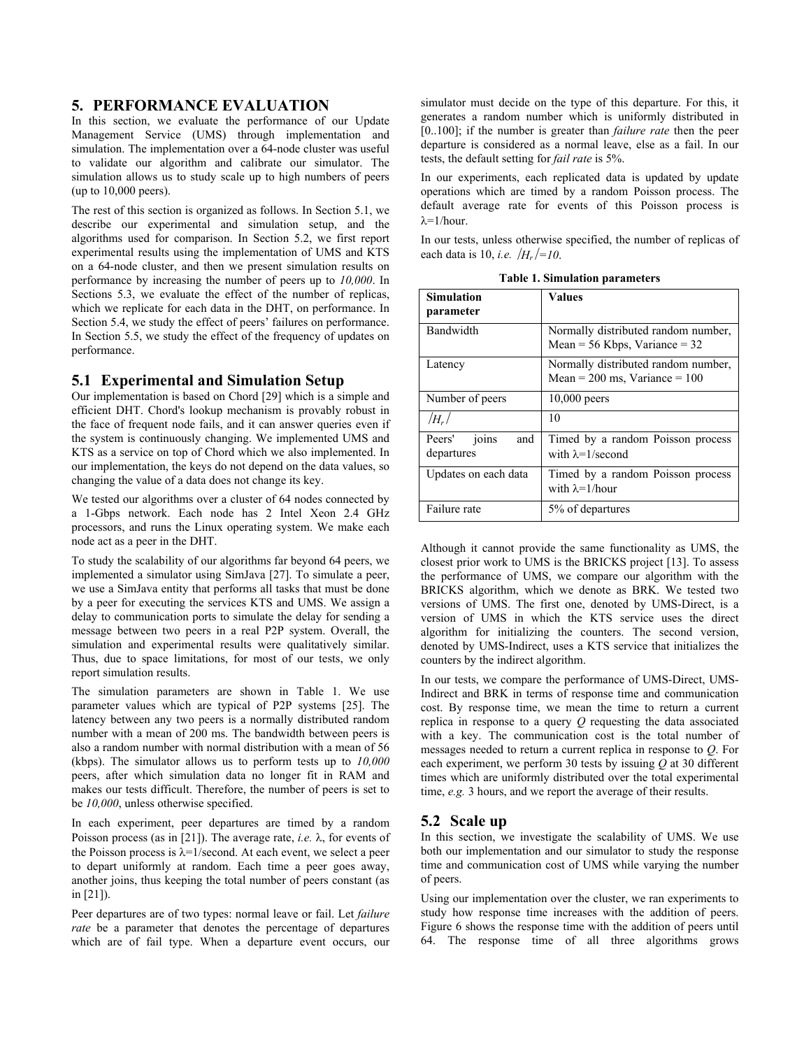## 5. PERFORMANCE EVALUATION

In this section, we evaluate the performance of our Update Management Service (UMS) through implementation and simulation. The implementation over a 64-node cluster was useful to validate our algorithm and calibrate our simulator. The simulation allows us to study scale up to high numbers of peers (up to 10,000 peers).

The rest of this section is organized as follows. In Section 5.1, we describe our experimental and simulation setup, and the algorithms used for comparison. In Section 5.2, we first report experimental results using the implementation of UMS and KTS on a 64-node cluster, and then we present simulation results on performance by increasing the number of peers up to *10,000*. In Sections 5.3, we evaluate the effect of the number of replicas, which we replicate for each data in the DHT, on performance. In Section 5.4, we study the effect of peers' failures on performance. In Section 5.5, we study the effect of the frequency of updates on performance.

### 5.1 Experimental and Simulation Setup

Our implementation is based on Chord [29] which is a simple and efficient DHT. Chord's lookup mechanism is provably robust in the face of frequent node fails, and it can answer queries even if the system is continuously changing. We implemented UMS and KTS as a service on top of Chord which we also implemented. In our implementation, the keys do not depend on the data values, so changing the value of a data does not change its key.

We tested our algorithms over a cluster of 64 nodes connected by a 1-Gbps network. Each node has 2 Intel Xeon 2.4 GHz processors, and runs the Linux operating system. We make each node act as a peer in the DHT.

To study the scalability of our algorithms far beyond 64 peers, we implemented a simulator using SimJava [27]. To simulate a peer, we use a SimJava entity that performs all tasks that must be done by a peer for executing the services KTS and UMS. We assign a delay to communication ports to simulate the delay for sending a message between two peers in a real P2P system. Overall, the simulation and experimental results were qualitatively similar. Thus, due to space limitations, for most of our tests, we only report simulation results.

The simulation parameters are shown in Table 1. We use parameter values which are typical of P2P systems [25]. The latency between any two peers is a normally distributed random number with a mean of 200 ms. The bandwidth between peers is also a random number with normal distribution with a mean of 56 (kbps). The simulator allows us to perform tests up to *10,000* peers, after which simulation data no longer fit in RAM and makes our tests difficult. Therefore, the number of peers is set to be *10,000*, unless otherwise specified.

In each experiment, peer departures are timed by a random Poisson process (as in [21]). The average rate, *i.e.* λ, for events of the Poisson process is λ=1/second. At each event, we select a peer to depart uniformly at random. Each time a peer goes away, another joins, thus keeping the total number of peers constant (as in [21]).

Peer departures are of two types: normal leave or fail. Let *failure rate* be a parameter that denotes the percentage of departures which are of fail type. When a departure event occurs, our simulator must decide on the type of this departure. For this, it generates a random number which is uniformly distributed in [0..100]; if the number is greater than *failure rate* then the peer departure is considered as a normal leave, else as a fail. In our tests, the default setting for *fail rate* is 5%.

In our experiments, each replicated data is updated by update operations which are timed by a random Poisson process. The default average rate for events of this Poisson process is λ=1/hour.

In our tests, unless otherwise specified, the number of replicas of each data is 10, *i.e.* $|H_r|=10$.

**Table 1. Simulation parameters**

| Simulation parameter | Values |
|---|---|
| Bandwidth | Normally distributed random number, Mean = 56 Kbps, Variance = 32 |
| Latency | Normally distributed random number, Mean = 200 ms, Variance = 100 |
| Number of peers | 10,000 peers |
| $\|H_r\|$ | 10 |
| Peers' joins and departures | Timed by a random Poisson process with λ=1/second |
| Updates on each data | Timed by a random Poisson process with λ=1/hour |
| Failure rate | 5% of departures |

Although it cannot provide the same functionality as UMS, the closest prior work to UMS is the BRICKS project [13]. To assess the performance of UMS, we compare our algorithm with the BRICKS algorithm, which we denote as BRK. We tested two versions of UMS. The first one, denoted by UMS-Direct, is a version of UMS in which the KTS service uses the direct algorithm for initializing the counters. The second version, denoted by UMS-Indirect, uses a KTS service that initializes the counters by the indirect algorithm.

In our tests, we compare the performance of UMS-Direct, UMS-Indirect and BRK in terms of response time and communication cost. By response time, we mean the time to return a current replica in response to a query *Q* requesting the data associated with a key. The communication cost is the total number of messages needed to return a current replica in response to *Q*. For each experiment, we perform 30 tests by issuing *Q* at 30 different times which are uniformly distributed over the total experimental time, *e.g.* 3 hours, and we report the average of their results.

### 5.2 Scale up

In this section, we investigate the scalability of UMS. We use both our implementation and our simulator to study the response time and communication cost of UMS while varying the number of peers.

Using our implementation over the cluster, we ran experiments to study how response time increases with the addition of peers. Figure 6 shows the response time with the addition of peers until 64. The response time of all three algorithms grows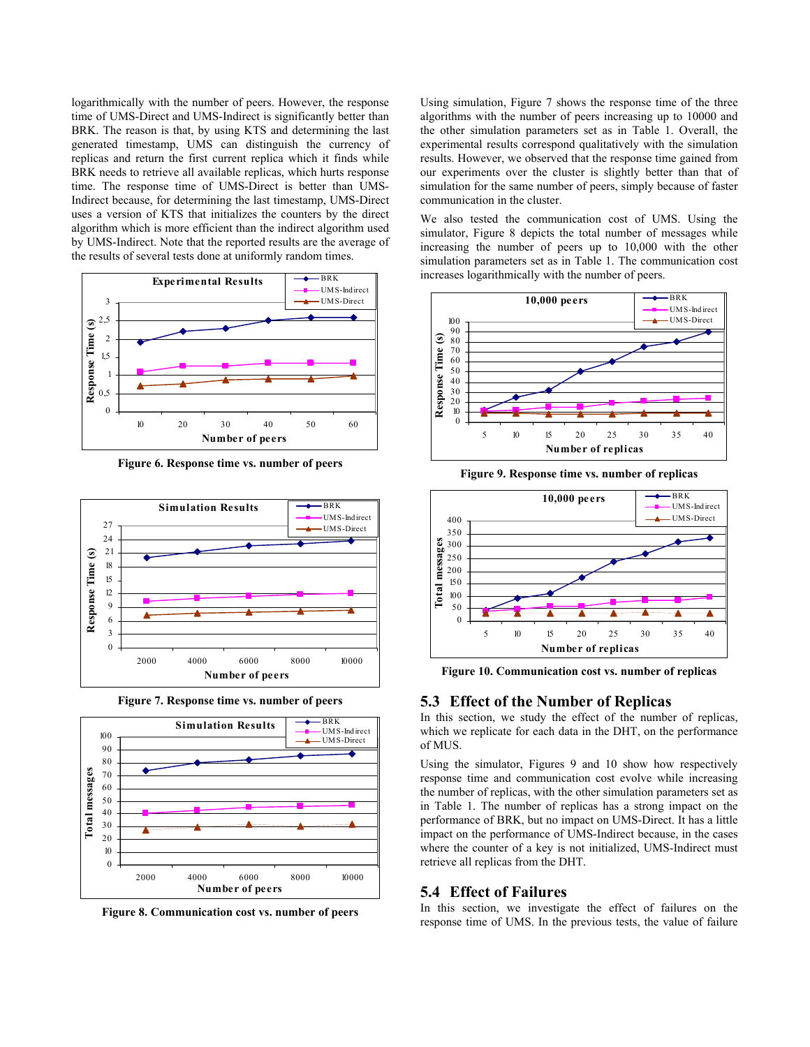logarithmically with the number of peers. However, the response time of UMS-Direct and UMS-Indirect is significantly better than BRK. The reason is that, by using KTS and determining the last generated timestamp, UMS can distinguish the currency of replicas and return the first current replica which it finds while BRK needs to retrieve all available replicas, which hurts response time. The response time of UMS-Direct is better than UMS-Indirect because, for determining the last timestamp, UMS-Direct uses a version of KTS that initializes the counters by the direct algorithm which is more efficient than the indirect algorithm used by UMS-Indirect. Note that the reported results are the average of the results of several tests done at uniformly random times.

**Figure 6. Response time vs. number of peers**

**Figure 7. Response time vs. number of peers**

**Figure 8. Communication cost vs. number of peers**

Using simulation, Figure 7 shows the response time of the three algorithms with the number of peers increasing up to 10000 and the other simulation parameters set as in Table 1. Overall, the experimental results correspond qualitatively with the simulation results. However, we observed that the response time gained from our experiments over the cluster is slightly better than that of simulation for the same number of peers, simply because of faster communication in the cluster.

We also tested the communication cost of UMS. Using the simulator, Figure 8 depicts the total number of messages while increasing the number of peers up to 10,000 with the other simulation parameters set as in Table 1. The communication cost increases logarithmically with the number of peers.

**Figure 9. Response time vs. number of replicas**

**Figure 10. Communication cost vs. number of replicas**

## 5.3 Effect of the Number of Replicas

In this section, we study the effect of the number of replicas, which we replicate for each data in the DHT, on the performance of MUS.

Using the simulator, Figures 9 and 10 show how respectively response time and communication cost evolve while increasing the number of replicas, with the other simulation parameters set as in Table 1. The number of replicas has a strong impact on the performance of BRK, but no impact on UMS-Direct. It has a little impact on the performance of UMS-Indirect because, in the cases where the counter of a key is not initialized, UMS-Indirect must retrieve all replicas from the DHT.

## 5.4 Effect of Failures

In this section, we investigate the effect of failures on the response time of UMS. In the previous tests, the value of failure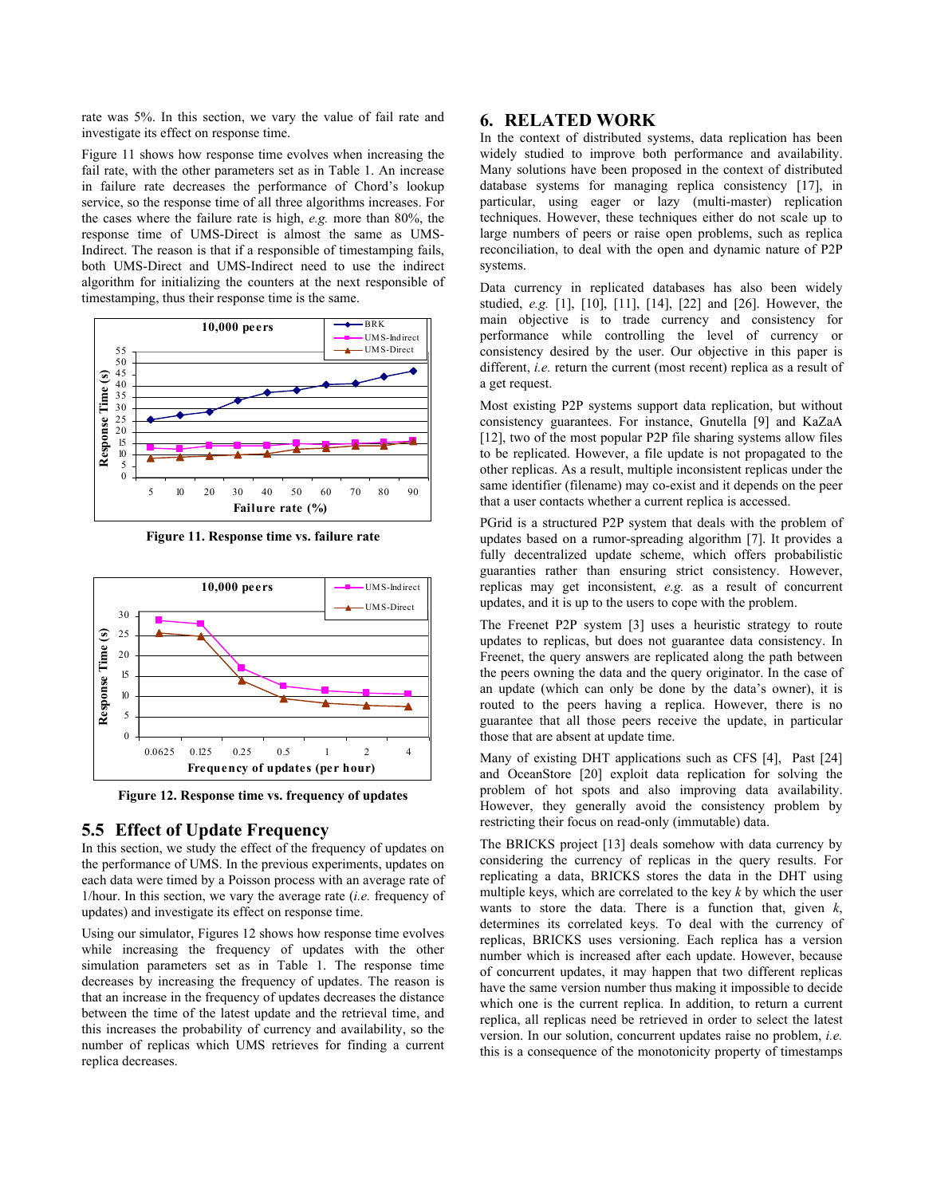rate was 5%. In this section, we vary the value of fail rate and investigate its effect on response time.

Figure 11 shows how response time evolves when increasing the fail rate, with the other parameters set as in Table 1. An increase in failure rate decreases the performance of Chord's lookup service, so the response time of all three algorithms increases. For the cases where the failure rate is high, *e.g.* more than 80%, the response time of UMS-Direct is almost the same as UMS-Indirect. The reason is that if a responsible of timestamping fails, both UMS-Direct and UMS-Indirect need to use the indirect algorithm for initializing the counters at the next responsible of timestamping, thus their response time is the same.

**Figure 11. Response time vs. failure rate**

**Figure 12. Response time vs. frequency of updates**

## 5.5 Effect of Update Frequency

In this section, we study the effect of the frequency of updates on the performance of UMS. In the previous experiments, updates on each data were timed by a Poisson process with an average rate of 1/hour. In this section, we vary the average rate (*i.e.* frequency of updates) and investigate its effect on response time.

Using our simulator, Figures 12 shows how response time evolves while increasing the frequency of updates with the other simulation parameters set as in Table 1. The response time decreases by increasing the frequency of updates. The reason is that an increase in the frequency of updates decreases the distance between the time of the latest update and the retrieval time, and this increases the probability of currency and availability, so the number of replicas which UMS retrieves for finding a current replica decreases.

# 6. RELATED WORK

In the context of distributed systems, data replication has been widely studied to improve both performance and availability. Many solutions have been proposed in the context of distributed database systems for managing replica consistency [17], in particular, using eager or lazy (multi-master) replication techniques. However, these techniques either do not scale up to large numbers of peers or raise open problems, such as replica reconciliation, to deal with the open and dynamic nature of P2P systems.

Data currency in replicated databases has also been widely studied, *e.g.* [1], [10], [11], [14], [22] and [26]. However, the main objective is to trade currency and consistency for performance while controlling the level of currency or consistency desired by the user. Our objective in this paper is different, *i.e.* return the current (most recent) replica as a result of a get request.

Most existing P2P systems support data replication, but without consistency guarantees. For instance, Gnutella [9] and KaZaA [12], two of the most popular P2P file sharing systems allow files to be replicated. However, a file update is not propagated to the other replicas. As a result, multiple inconsistent replicas under the same identifier (filename) may co-exist and it depends on the peer that a user contacts whether a current replica is accessed.

PGrid is a structured P2P system that deals with the problem of updates based on a rumor-spreading algorithm [7]. It provides a fully decentralized update scheme, which offers probabilistic guaranties rather than ensuring strict consistency. However, replicas may get inconsistent, *e.g.* as a result of concurrent updates, and it is up to the users to cope with the problem.

The Freenet P2P system [3] uses a heuristic strategy to route updates to replicas, but does not guarantee data consistency. In Freenet, the query answers are replicated along the path between the peers owning the data and the query originator. In the case of an update (which can only be done by the data's owner), it is routed to the peers having a replica. However, there is no guarantee that all those peers receive the update, in particular those that are absent at update time.

Many of existing DHT applications such as CFS [4], Past [24] and OceanStore [20] exploit data replication for solving the problem of hot spots and also improving data availability. However, they generally avoid the consistency problem by restricting their focus on read-only (immutable) data.

The BRICKS project [13] deals somehow with data currency by considering the currency of replicas in the query results. For replicating a data, BRICKS stores the data in the DHT using multiple keys, which are correlated to the key $k$ by which the user wants to store the data. There is a function that, given $k$, determines its correlated keys. To deal with the currency of replicas, BRICKS uses versioning. Each replica has a version number which is increased after each update. However, because of concurrent updates, it may happen that two different replicas have the same version number thus making it impossible to decide which one is the current replica. In addition, to return a current replica, all replicas need be retrieved in order to select the latest version. In our solution, concurrent updates raise no problem, *i.e.* this is a consequence of the monotonicity property of timestamps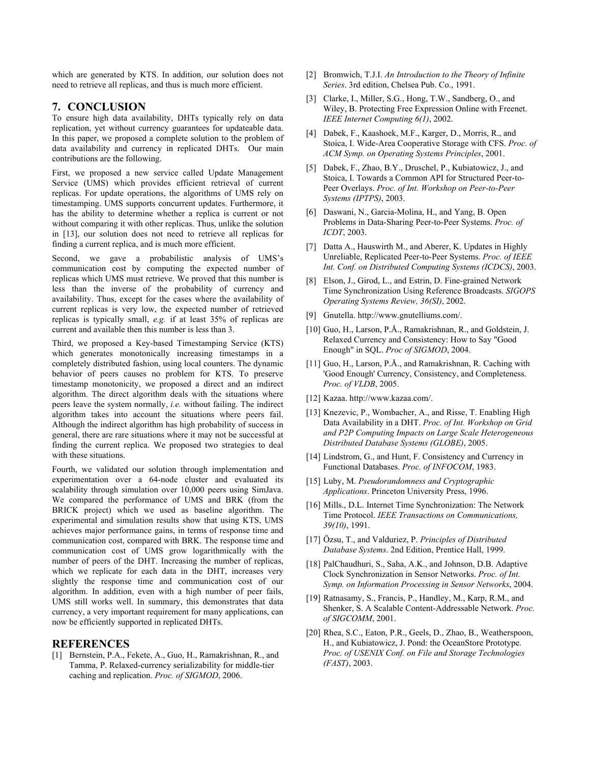which are generated by KTS. In addition, our solution does not need to retrieve all replicas, and thus is much more efficient.

## 7. CONCLUSION

To ensure high data availability, DHTs typically rely on data replication, yet without currency guarantees for updateable data. In this paper, we proposed a complete solution to the problem of data availability and currency in replicated DHTs. Our main contributions are the following.

First, we proposed a new service called Update Management Service (UMS) which provides efficient retrieval of current replicas. For update operations, the algorithms of UMS rely on timestamping. UMS supports concurrent updates. Furthermore, it has the ability to determine whether a replica is current or not without comparing it with other replicas. Thus, unlike the solution in [13], our solution does not need to retrieve all replicas for finding a current replica, and is much more efficient.

Second, we gave a probabilistic analysis of UMS's communication cost by computing the expected number of replicas which UMS must retrieve. We proved that this number is less than the inverse of the probability of currency and availability. Thus, except for the cases where the availability of current replicas is very low, the expected number of retrieved replicas is typically small, *e.g.* if at least 35% of replicas are current and available then this number is less than 3.

Third, we proposed a Key-based Timestamping Service (KTS) which generates monotonically increasing timestamps in a completely distributed fashion, using local counters. The dynamic behavior of peers causes no problem for KTS. To preserve timestamp monotonicity, we proposed a direct and an indirect algorithm. The direct algorithm deals with the situations where peers leave the system normally, *i.e.* without failing. The indirect algorithm takes into account the situations where peers fail. Although the indirect algorithm has high probability of success in general, there are rare situations where it may not be successful at finding the current replica. We proposed two strategies to deal with these situations.

Fourth, we validated our solution through implementation and experimentation over a 64-node cluster and evaluated its scalability through simulation over 10,000 peers using SimJava. We compared the performance of UMS and BRK (from the BRICK project) which we used as baseline algorithm. The experimental and simulation results show that using KTS, UMS achieves major performance gains, in terms of response time and communication cost, compared with BRK. The response time and communication cost of UMS grow logarithmically with the number of peers of the DHT. Increasing the number of replicas, which we replicate for each data in the DHT, increases very slightly the response time and communication cost of our algorithm. In addition, even with a high number of peer fails, UMS still works well. In summary, this demonstrates that data currency, a very important requirement for many applications, can now be efficiently supported in replicated DHTs.

## REFERENCES

[1] Bernstein, P.A., Fekete, A., Guo, H., Ramakrishnan, R., and Tamma, P. Relaxed-currency serializability for middle-tier caching and replication. *Proc. of SIGMOD*, 2006.

[2] Bromwich, T.J.I. *An Introduction to the Theory of Infinite Series*. 3rd edition, Chelsea Pub. Co., 1991.

[3] Clarke, I., Miller, S.G., Hong, T.W., Sandberg, O., and Wiley, B. Protecting Free Expression Online with Freenet. *IEEE Internet Computing 6(1)*, 2002.

[4] Dabek, F., Kaashoek, M.F., Karger, D., Morris, R., and Stoica, I. Wide-Area Cooperative Storage with CFS. *Proc. of ACM Symp. on Operating Systems Principles*, 2001.

[5] Dabek, F., Zhao, B.Y., Druschel, P., Kubiatowicz, J., and Stoica, I. Towards a Common API for Structured Peer-to-Peer Overlays. *Proc. of Int. Workshop on Peer-to-Peer Systems (IPTPS)*, 2003.

[6] Daswani, N., Garcia-Molina, H., and Yang, B. Open Problems in Data-Sharing Peer-to-Peer Systems. *Proc. of ICDT*, 2003.

[7] Datta A., Hauswirth M., and Aberer, K. Updates in Highly Unreliable, Replicated Peer-to-Peer Systems. *Proc. of IEEE Int. Conf. on Distributed Computing Systems (ICDCS)*, 2003.

[8] Elson, J., Girod, L., and Estrin, D. Fine-grained Network Time Synchronization Using Reference Broadcasts. *SIGOPS Operating Systems Review, 36(SI)*, 2002.

[9] Gnutella. http://www.gnutelliums.com/.

[10] Guo, H., Larson, P.Å., Ramakrishnan, R., and Goldstein, J. Relaxed Currency and Consistency: How to Say "Good Enough" in SQL. *Proc of SIGMOD*, 2004.

[11] Guo, H., Larson, P.Å., and Ramakrishnan, R. Caching with 'Good Enough' Currency, Consistency, and Completeness. *Proc. of VLDB*, 2005.

[12] Kazaa. http://www.kazaa.com/.

[13] Knezevic, P., Wombacher, A., and Risse, T. Enabling High Data Availability in a DHT. *Proc. of Int. Workshop on Grid and P2P Computing Impacts on Large Scale Heterogeneous Distributed Database Systems (GLOBE)*, 2005.

[14] Lindstrom, G., and Hunt, F. Consistency and Currency in Functional Databases. *Proc. of INFOCOM*, 1983.

[15] Luby, M. *Pseudorandomness and Cryptographic Applications*. Princeton University Press, 1996.

[16] Mills., D.L. Internet Time Synchronization: The Network Time Protocol. *IEEE Transactions on Communications, 39(10)*, 1991.

[17] Özsu, T., and Valduriez, P. *Principles of Distributed Database Systems*. 2nd Edition, Prentice Hall, 1999.

[18] PalChaudhuri, S., Saha, A.K., and Johnson, D.B. Adaptive Clock Synchronization in Sensor Networks. *Proc. of Int. Symp. on Information Processing in Sensor Networks*, 2004.

[19] Ratnasamy, S., Francis, P., Handley, M., Karp, R.M., and Shenker, S. A Scalable Content-Addressable Network. *Proc. of SIGCOMM*, 2001.

[20] Rhea, S.C., Eaton, P.R., Geels, D., Zhao, B., Weatherspoon, H., and Kubiatowicz, J. Pond: the OceanStore Prototype. *Proc. of USENIX Conf. on File and Storage Technologies (FAST)*, 2003.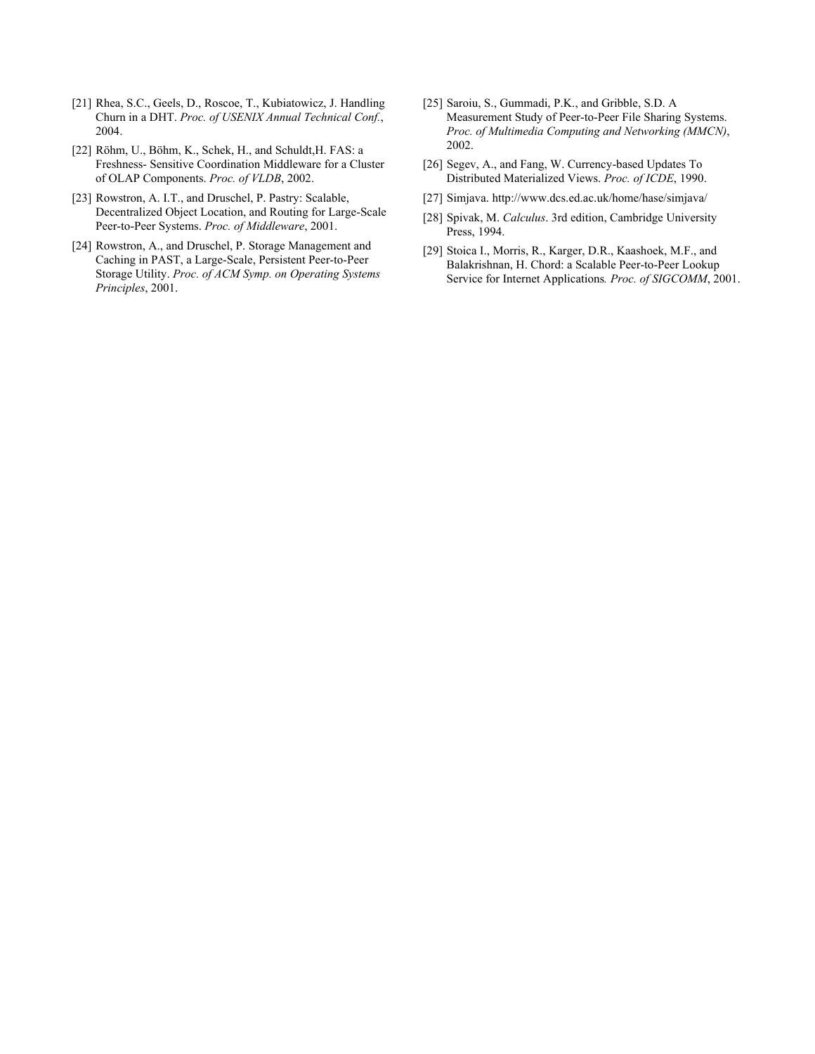[21] Rhea, S.C., Geels, D., Roscoe, T., Kubiatowicz, J. Handling Churn in a DHT. *Proc. of USENIX Annual Technical Conf.*, 2004.

[22] Röhm, U., Böhm, K., Schek, H., and Schuldt,H. FAS: a Freshness- Sensitive Coordination Middleware for a Cluster of OLAP Components. *Proc. of VLDB*, 2002.

[23] Rowstron, A. I.T., and Druschel, P. Pastry: Scalable, Decentralized Object Location, and Routing for Large-Scale Peer-to-Peer Systems. *Proc. of Middleware*, 2001.

[24] Rowstron, A., and Druschel, P. Storage Management and Caching in PAST, a Large-Scale, Persistent Peer-to-Peer Storage Utility. *Proc. of ACM Symp. on Operating Systems Principles*, 2001.

[25] Saroiu, S., Gummadi, P.K., and Gribble, S.D. A Measurement Study of Peer-to-Peer File Sharing Systems. *Proc. of Multimedia Computing and Networking (MMCN)*, 2002.

[26] Segev, A., and Fang, W. Currency-based Updates To Distributed Materialized Views. *Proc. of ICDE*, 1990.

[27] Simjava. http://www.dcs.ed.ac.uk/home/hase/simjava/

[28] Spivak, M. *Calculus*. 3rd edition, Cambridge University Press, 1994.

[29] Stoica I., Morris, R., Karger, D.R., Kaashoek, M.F., and Balakrishnan, H. Chord: a Scalable Peer-to-Peer Lookup Service for Internet Applications*. Proc. of SIGCOMM*, 2001.